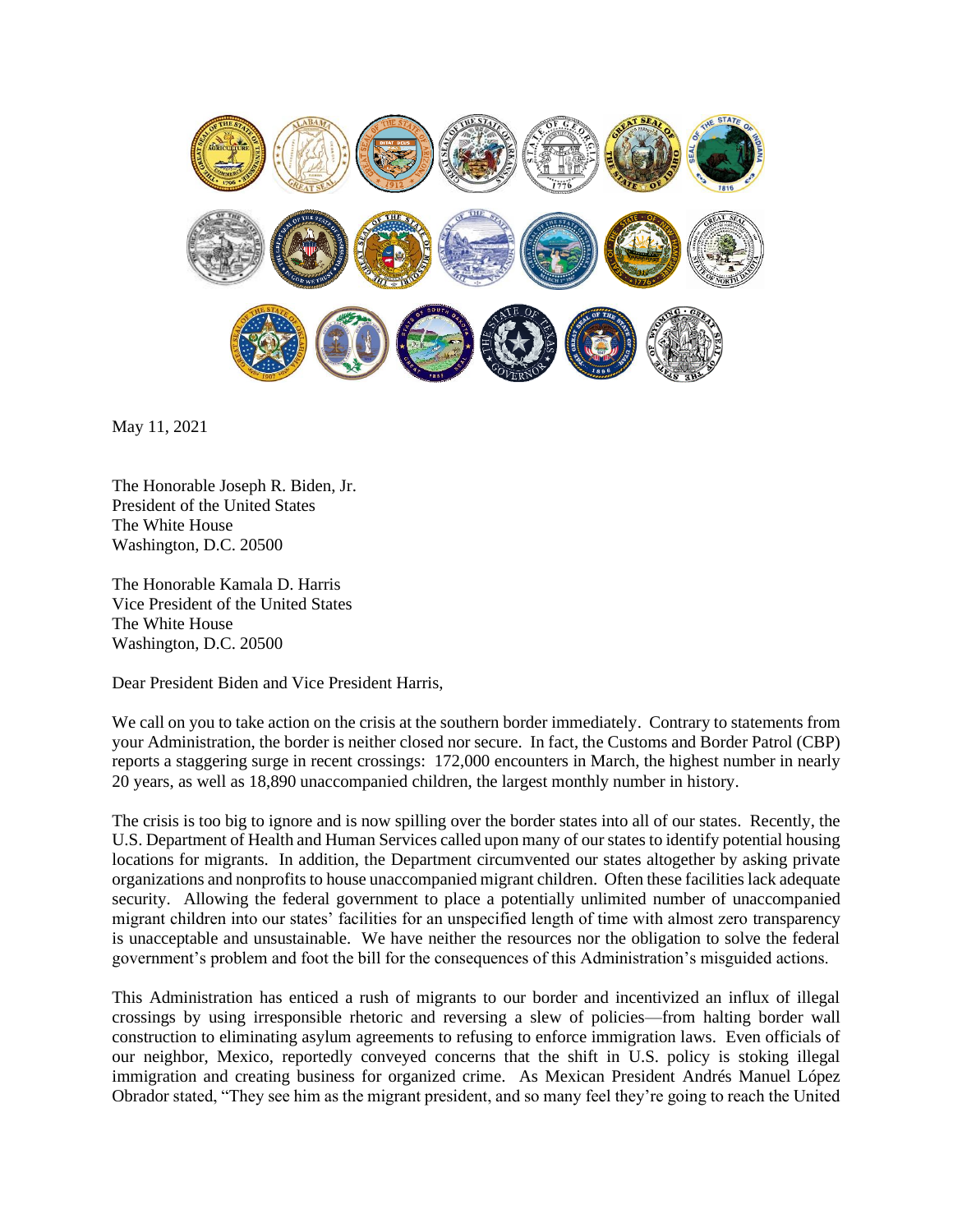May 11, 2021

The Honorable Joseph R. Biden, Jr.
President of the United States
The White House
Washington, D.C. 20500

The Honorable Kamala D. Harris
Vice President of the United States
The White House
Washington, D.C. 20500

Dear President Biden and Vice President Harris,

We call on you to take action on the crisis at the southern border immediately. Contrary to statements from your Administration, the border is neither closed nor secure. In fact, the Customs and Border Patrol (CBP) reports a staggering surge in recent crossings: 172,000 encounters in March, the highest number in nearly 20 years, as well as 18,890 unaccompanied children, the largest monthly number in history.

The crisis is too big to ignore and is now spilling over the border states into all of our states. Recently, the U.S. Department of Health and Human Services called upon many of our states to identify potential housing locations for migrants. In addition, the Department circumvented our states altogether by asking private organizations and nonprofits to house unaccompanied migrant children. Often these facilities lack adequate security. Allowing the federal government to place a potentially unlimited number of unaccompanied migrant children into our states' facilities for an unspecified length of time with almost zero transparency is unacceptable and unsustainable. We have neither the resources nor the obligation to solve the federal government's problem and foot the bill for the consequences of this Administration's misguided actions.

This Administration has enticed a rush of migrants to our border and incentivized an influx of illegal crossings by using irresponsible rhetoric and reversing a slew of policies—from halting border wall construction to eliminating asylum agreements to refusing to enforce immigration laws. Even officials of our neighbor, Mexico, reportedly conveyed concerns that the shift in U.S. policy is stoking illegal immigration and creating business for organized crime. As Mexican President Andrés Manuel López Obrador stated, "They see him as the migrant president, and so many feel they're going to reach the United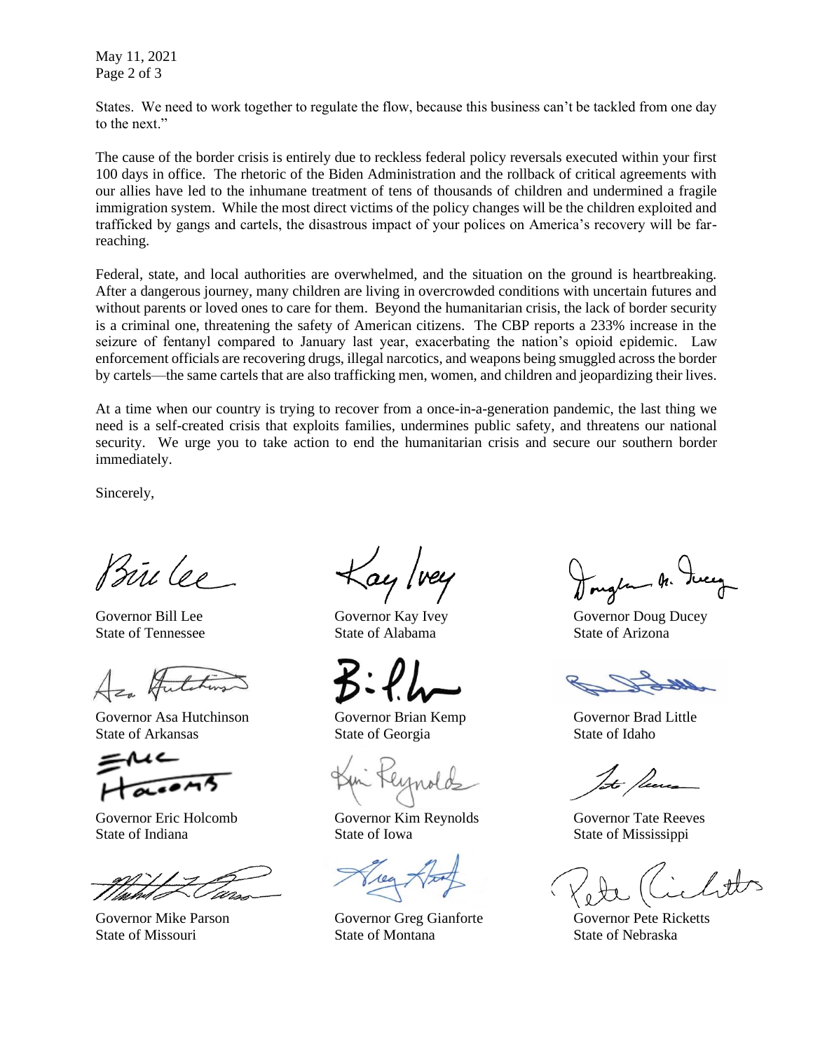States. We need to work together to regulate the flow, because this business can't be tackled from one day to the next."

The cause of the border crisis is entirely due to reckless federal policy reversals executed within your first 100 days in office. The rhetoric of the Biden Administration and the rollback of critical agreements with our allies have led to the inhumane treatment of tens of thousands of children and undermined a fragile immigration system. While the most direct victims of the policy changes will be the children exploited and trafficked by gangs and cartels, the disastrous impact of your polices on America's recovery will be far-reaching.

Federal, state, and local authorities are overwhelmed, and the situation on the ground is heartbreaking. After a dangerous journey, many children are living in overcrowded conditions with uncertain futures and without parents or loved ones to care for them. Beyond the humanitarian crisis, the lack of border security is a criminal one, threatening the safety of American citizens. The CBP reports a 233% increase in the seizure of fentanyl compared to January last year, exacerbating the nation's opioid epidemic. Law enforcement officials are recovering drugs, illegal narcotics, and weapons being smuggled across the border by cartels—the same cartels that are also trafficking men, women, and children and jeopardizing their lives.

At a time when our country is trying to recover from a once-in-a-generation pandemic, the last thing we need is a self-created crisis that exploits families, undermines public safety, and threatens our national security. We urge you to take action to end the humanitarian crisis and secure our southern border immediately.

Sincerely,

Governor Bill Lee
State of Tennessee

Governor Kay Ivey
State of Alabama

Governor Doug Ducey
State of Arizona

Governor Asa Hutchinson
State of Arkansas

Governor Brian Kemp
State of Georgia

Governor Brad Little
State of Idaho

Governor Eric Holcomb
State of Indiana

Governor Kim Reynolds
State of Iowa

Governor Tate Reeves
State of Mississippi

Governor Mike Parson
State of Missouri

Governor Greg Gianforte
State of Montana

Governor Pete Ricketts
State of Nebraska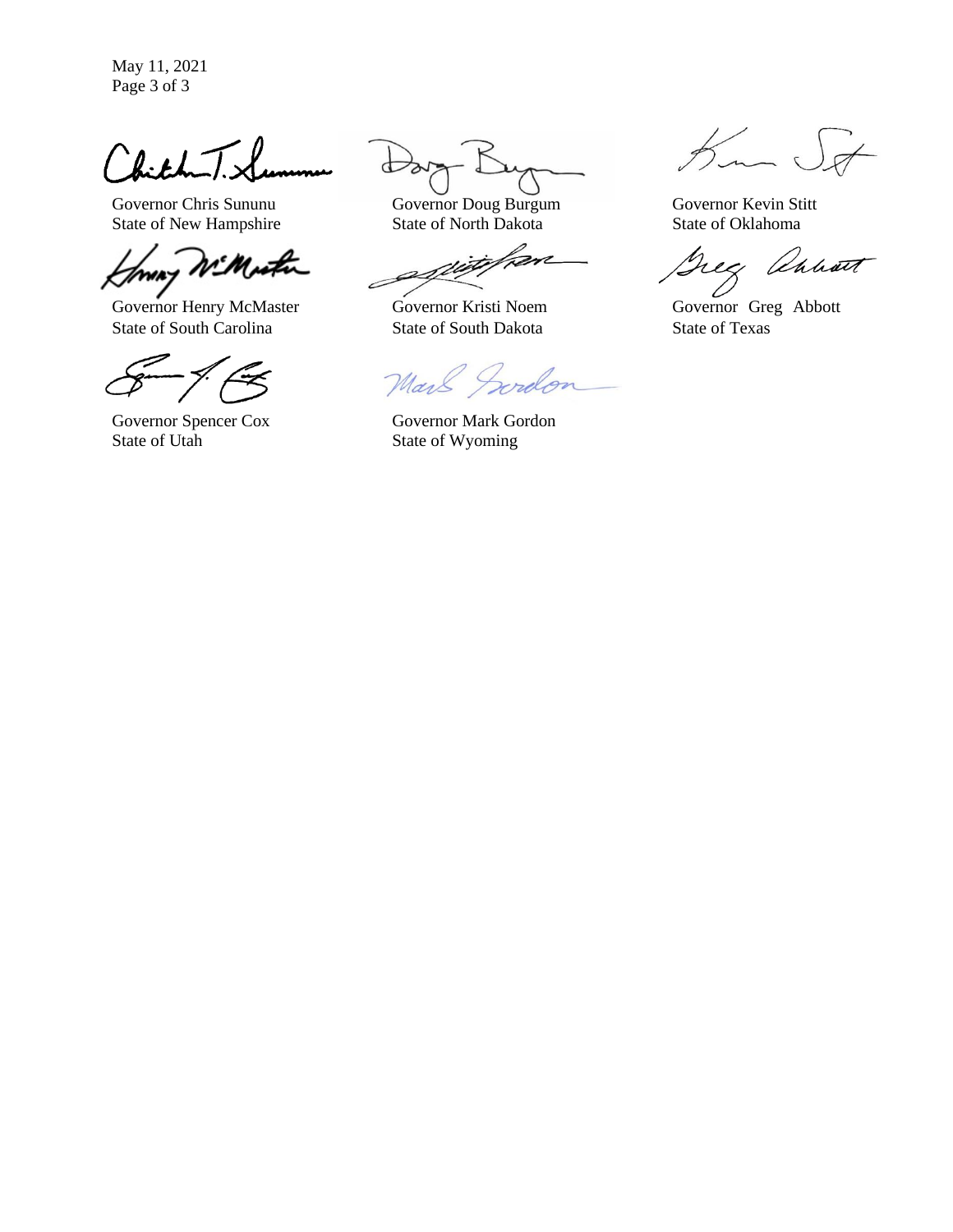Governor Chris Sununu
State of New Hampshire

Governor Doug Burgum
State of North Dakota

Governor Kevin Stitt
State of Oklahoma

Governor Henry McMaster
State of South Carolina

Governor Kristi Noem
State of South Dakota

Governor Greg Abbott
State of Texas

Governor Spencer Cox
State of Utah

Governor Mark Gordon
State of Wyoming